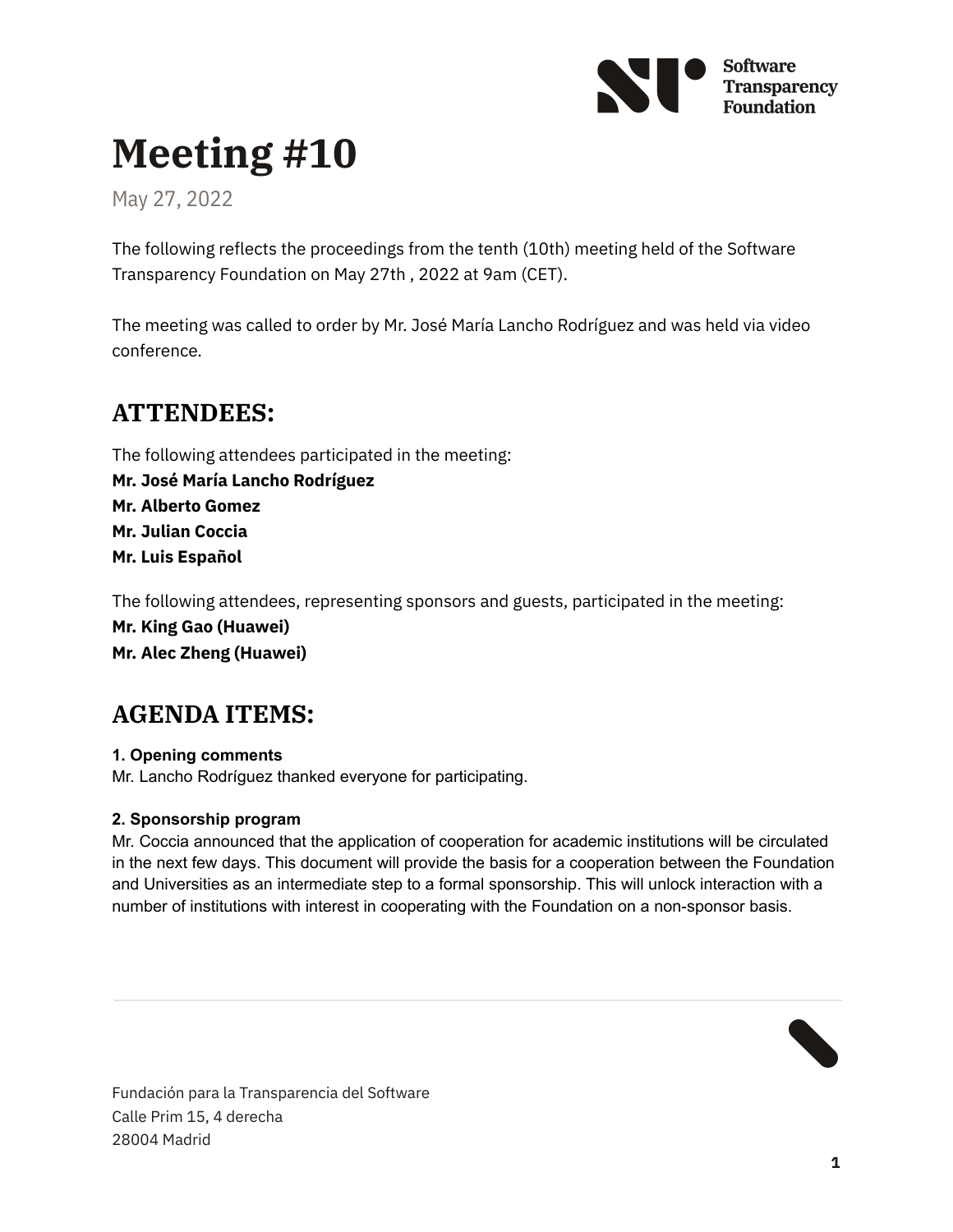Software Transparency Foundation

# Meeting #10

May 27, 2022

The following reflects the proceedings from the tenth (10th) meeting held of the Software Transparency Foundation on May 27th , 2022 at 9am (CET).

The meeting was called to order by Mr. José María Lancho Rodríguez and was held via video conference.

## ATTENDEES:

The following attendees participated in the meeting:
**Mr. José María Lancho Rodríguez**
**Mr. Alberto Gomez**
**Mr. Julian Coccia**
**Mr. Luis Español**

The following attendees, representing sponsors and guests, participated in the meeting:
**Mr. King Gao (Huawei)**
**Mr. Alec Zheng (Huawei)**

## AGENDA ITEMS:

**1. Opening comments**
Mr. Lancho Rodríguez thanked everyone for participating.

**2. Sponsorship program**
Mr. Coccia announced that the application of cooperation for academic institutions will be circulated in the next few days. This document will provide the basis for a cooperation between the Foundation and Universities as an intermediate step to a formal sponsorship. This will unlock interaction with a number of institutions with interest in cooperating with the Foundation on a non-sponsor basis.

Fundación para la Transparencia del Software
Calle Prim 15, 4 derecha
28004 Madrid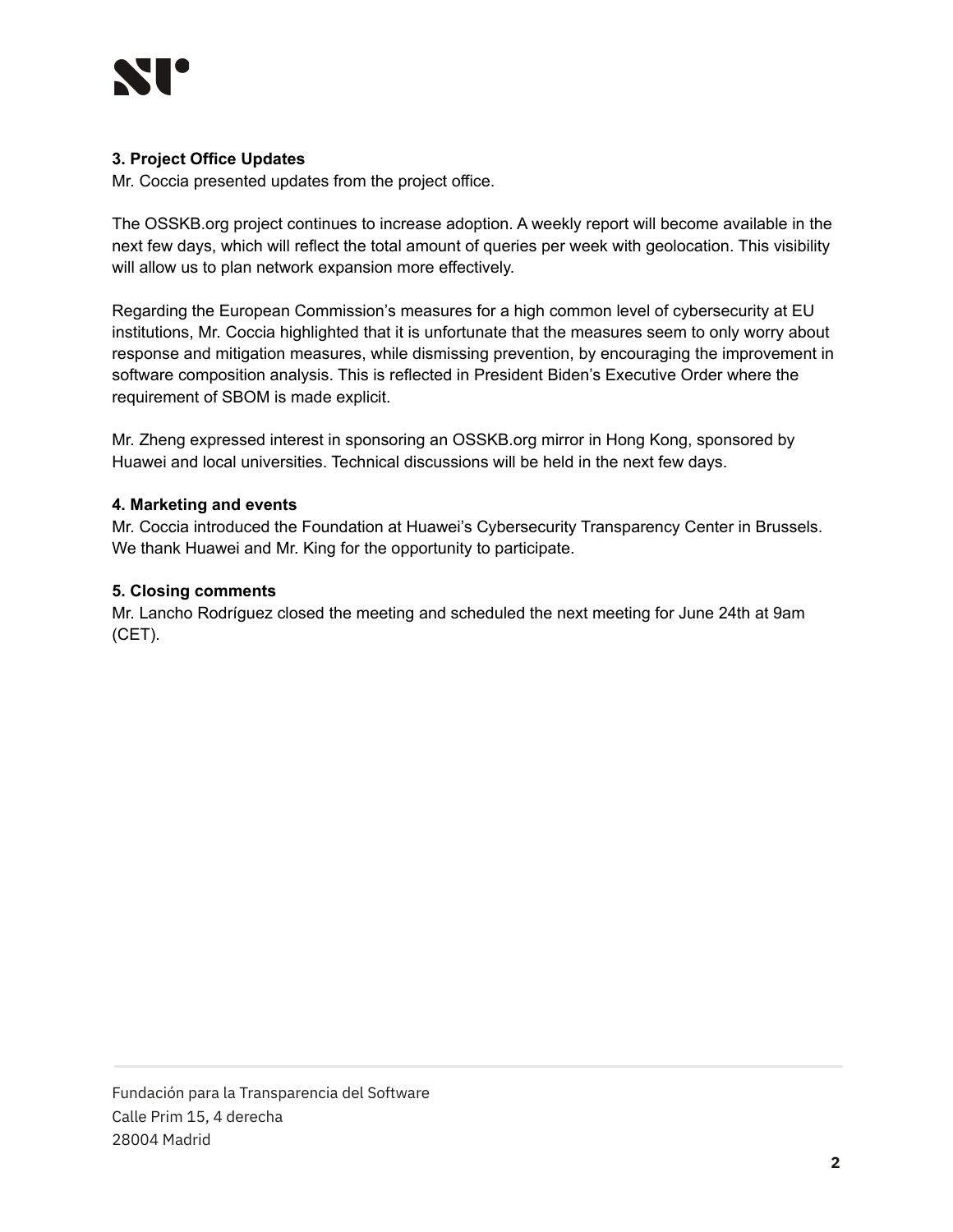**3. Project Office Updates**

Mr. Coccia presented updates from the project office.

The OSSKB.org project continues to increase adoption. A weekly report will become available in the next few days, which will reflect the total amount of queries per week with geolocation. This visibility will allow us to plan network expansion more effectively.

Regarding the European Commission's measures for a high common level of cybersecurity at EU institutions, Mr. Coccia highlighted that it is unfortunate that the measures seem to only worry about response and mitigation measures, while dismissing prevention, by encouraging the improvement in software composition analysis. This is reflected in President Biden's Executive Order where the requirement of SBOM is made explicit.

Mr. Zheng expressed interest in sponsoring an OSSKB.org mirror in Hong Kong, sponsored by Huawei and local universities. Technical discussions will be held in the next few days.

**4. Marketing and events**

Mr. Coccia introduced the Foundation at Huawei's Cybersecurity Transparency Center in Brussels. We thank Huawei and Mr. King for the opportunity to participate.

**5. Closing comments**

Mr. Lancho Rodríguez closed the meeting and scheduled the next meeting for June 24th at 9am (CET).

Fundación para la Transparencia del Software
Calle Prim 15, 4 derecha
28004 Madrid